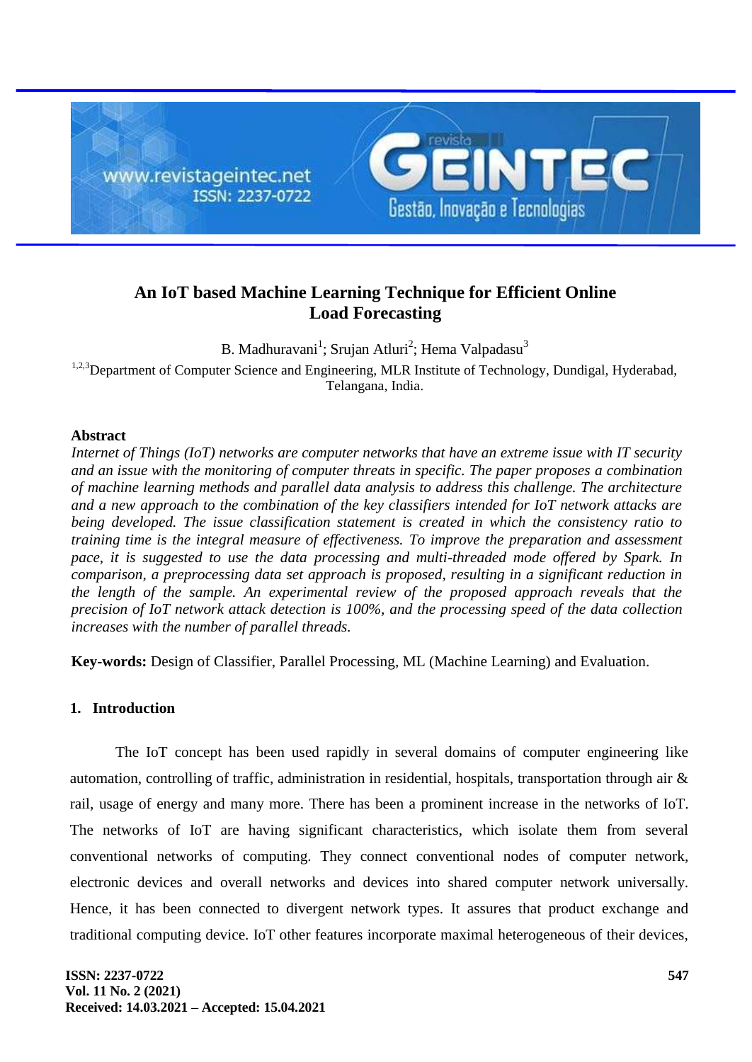# An IoT based Machine Learning Technique for Efficient Online Load Forecasting

B. Madhuravani[1]; Srujan Atluri[2]; Hema Valpadasu[3]

[1,2,3]Department of Computer Science and Engineering, MLR Institute of Technology, Dundigal, Hyderabad, Telangana, India.

## Abstract

*Internet of Things (IoT) networks are computer networks that have an extreme issue with IT security and an issue with the monitoring of computer threats in specific. The paper proposes a combination of machine learning methods and parallel data analysis to address this challenge. The architecture and a new approach to the combination of the key classifiers intended for IoT network attacks are being developed. The issue classification statement is created in which the consistency ratio to training time is the integral measure of effectiveness. To improve the preparation and assessment pace, it is suggested to use the data processing and multi-threaded mode offered by Spark. In comparison, a preprocessing data set approach is proposed, resulting in a significant reduction in the length of the sample. An experimental review of the proposed approach reveals that the precision of IoT network attack detection is 100%, and the processing speed of the data collection increases with the number of parallel threads.*

**Key-words:** Design of Classifier, Parallel Processing, ML (Machine Learning) and Evaluation.

## 1. Introduction

The IoT concept has been used rapidly in several domains of computer engineering like automation, controlling of traffic, administration in residential, hospitals, transportation through air & rail, usage of energy and many more. There has been a prominent increase in the networks of IoT. The networks of IoT are having significant characteristics, which isolate them from several conventional networks of computing. They connect conventional nodes of computer network, electronic devices and overall networks and devices into shared computer network universally. Hence, it has been connected to divergent network types. It assures that product exchange and traditional computing device. IoT other features incorporate maximal heterogeneous of their devices,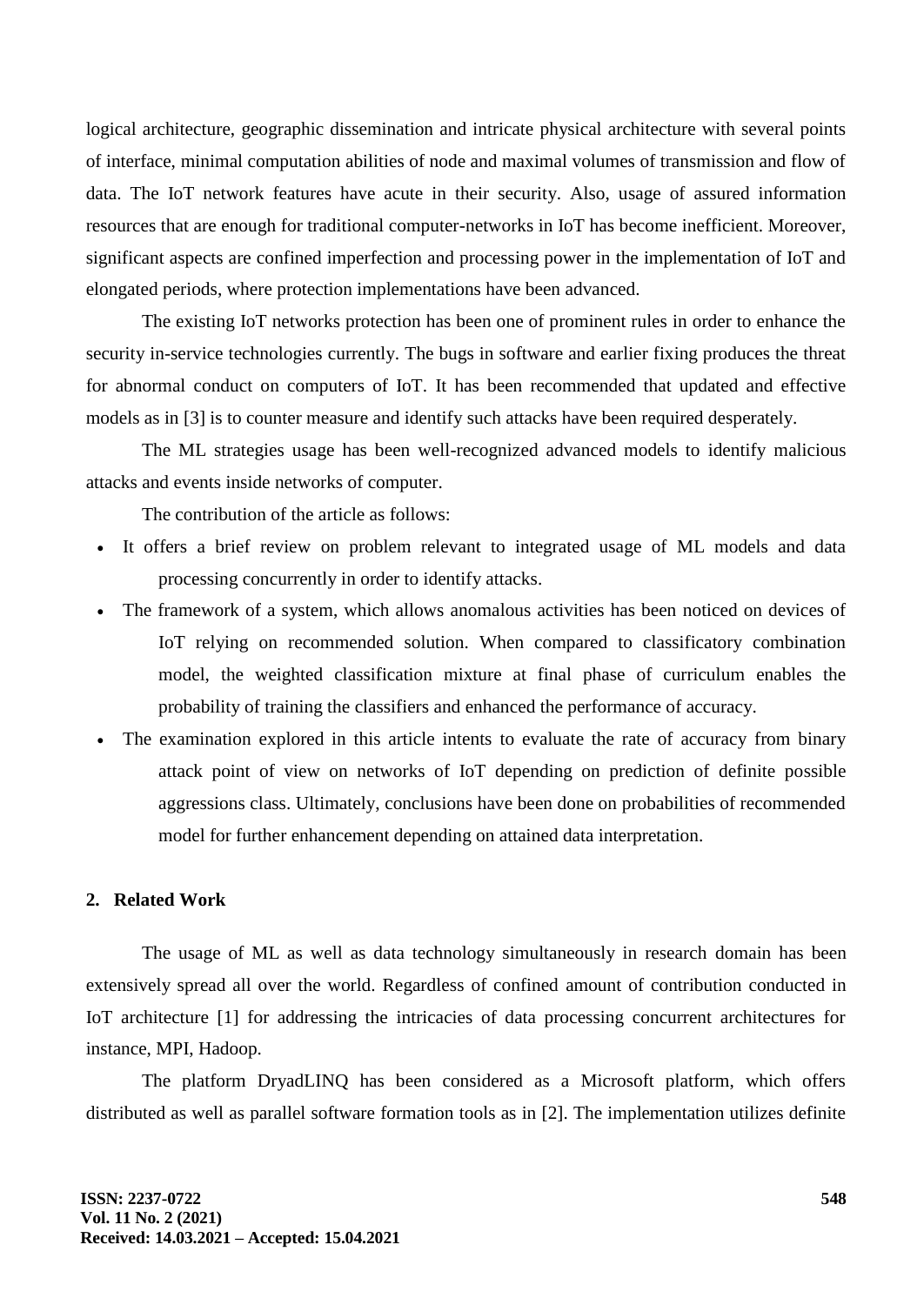logical architecture, geographic dissemination and intricate physical architecture with several points of interface, minimal computation abilities of node and maximal volumes of transmission and flow of data. The IoT network features have acute in their security. Also, usage of assured information resources that are enough for traditional computer-networks in IoT has become inefficient. Moreover, significant aspects are confined imperfection and processing power in the implementation of IoT and elongated periods, where protection implementations have been advanced.

The existing IoT networks protection has been one of prominent rules in order to enhance the security in-service technologies currently. The bugs in software and earlier fixing produces the threat for abnormal conduct on computers of IoT. It has been recommended that updated and effective models as in [3] is to counter measure and identify such attacks have been required desperately.

The ML strategies usage has been well-recognized advanced models to identify malicious attacks and events inside networks of computer.

The contribution of the article as follows:

- It offers a brief review on problem relevant to integrated usage of ML models and data processing concurrently in order to identify attacks.
- The framework of a system, which allows anomalous activities has been noticed on devices of IoT relying on recommended solution. When compared to classificatory combination model, the weighted classification mixture at final phase of curriculum enables the probability of training the classifiers and enhanced the performance of accuracy.
- The examination explored in this article intents to evaluate the rate of accuracy from binary attack point of view on networks of IoT depending on prediction of definite possible aggressions class. Ultimately, conclusions have been done on probabilities of recommended model for further enhancement depending on attained data interpretation.

## 2. Related Work

The usage of ML as well as data technology simultaneously in research domain has been extensively spread all over the world. Regardless of confined amount of contribution conducted in IoT architecture [1] for addressing the intricacies of data processing concurrent architectures for instance, MPI, Hadoop.

The platform DryadLINQ has been considered as a Microsoft platform, which offers distributed as well as parallel software formation tools as in [2]. The implementation utilizes definite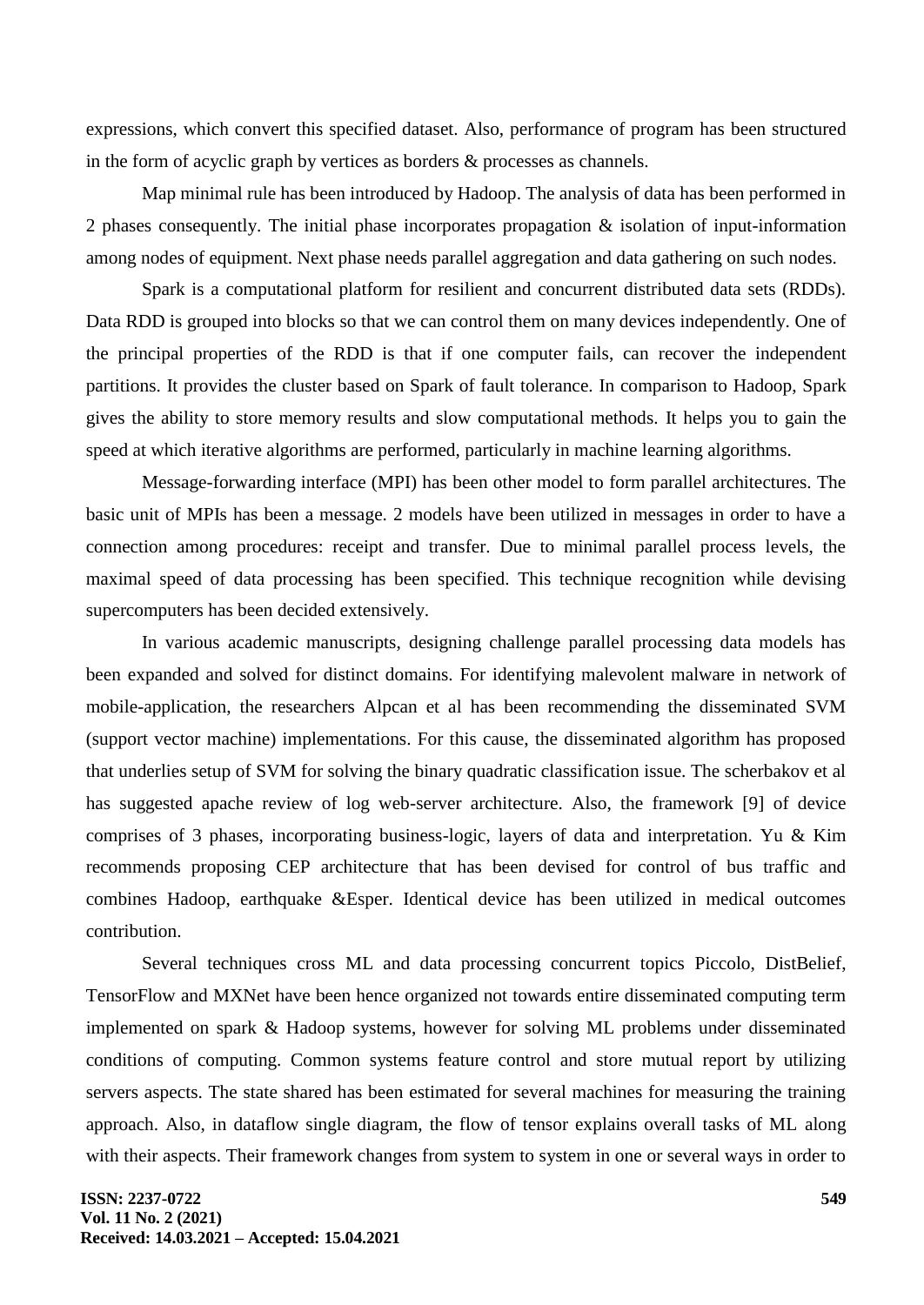expressions, which convert this specified dataset. Also, performance of program has been structured in the form of acyclic graph by vertices as borders & processes as channels.

Map minimal rule has been introduced by Hadoop. The analysis of data has been performed in 2 phases consequently. The initial phase incorporates propagation & isolation of input-information among nodes of equipment. Next phase needs parallel aggregation and data gathering on such nodes.

Spark is a computational platform for resilient and concurrent distributed data sets (RDDs). Data RDD is grouped into blocks so that we can control them on many devices independently. One of the principal properties of the RDD is that if one computer fails, can recover the independent partitions. It provides the cluster based on Spark of fault tolerance. In comparison to Hadoop, Spark gives the ability to store memory results and slow computational methods. It helps you to gain the speed at which iterative algorithms are performed, particularly in machine learning algorithms.

Message-forwarding interface (MPI) has been other model to form parallel architectures. The basic unit of MPIs has been a message. 2 models have been utilized in messages in order to have a connection among procedures: receipt and transfer. Due to minimal parallel process levels, the maximal speed of data processing has been specified. This technique recognition while devising supercomputers has been decided extensively.

In various academic manuscripts, designing challenge parallel processing data models has been expanded and solved for distinct domains. For identifying malevolent malware in network of mobile-application, the researchers Alpcan et al has been recommending the disseminated SVM (support vector machine) implementations. For this cause, the disseminated algorithm has proposed that underlies setup of SVM for solving the binary quadratic classification issue. The scherbakov et al has suggested apache review of log web-server architecture. Also, the framework [9] of device comprises of 3 phases, incorporating business-logic, layers of data and interpretation. Yu & Kim recommends proposing CEP architecture that has been devised for control of bus traffic and combines Hadoop, earthquake &Esper. Identical device has been utilized in medical outcomes contribution.

Several techniques cross ML and data processing concurrent topics Piccolo, DistBelief, TensorFlow and MXNet have been hence organized not towards entire disseminated computing term implemented on spark & Hadoop systems, however for solving ML problems under disseminated conditions of computing. Common systems feature control and store mutual report by utilizing servers aspects. The state shared has been estimated for several machines for measuring the training approach. Also, in dataflow single diagram, the flow of tensor explains overall tasks of ML along with their aspects. Their framework changes from system to system in one or several ways in order to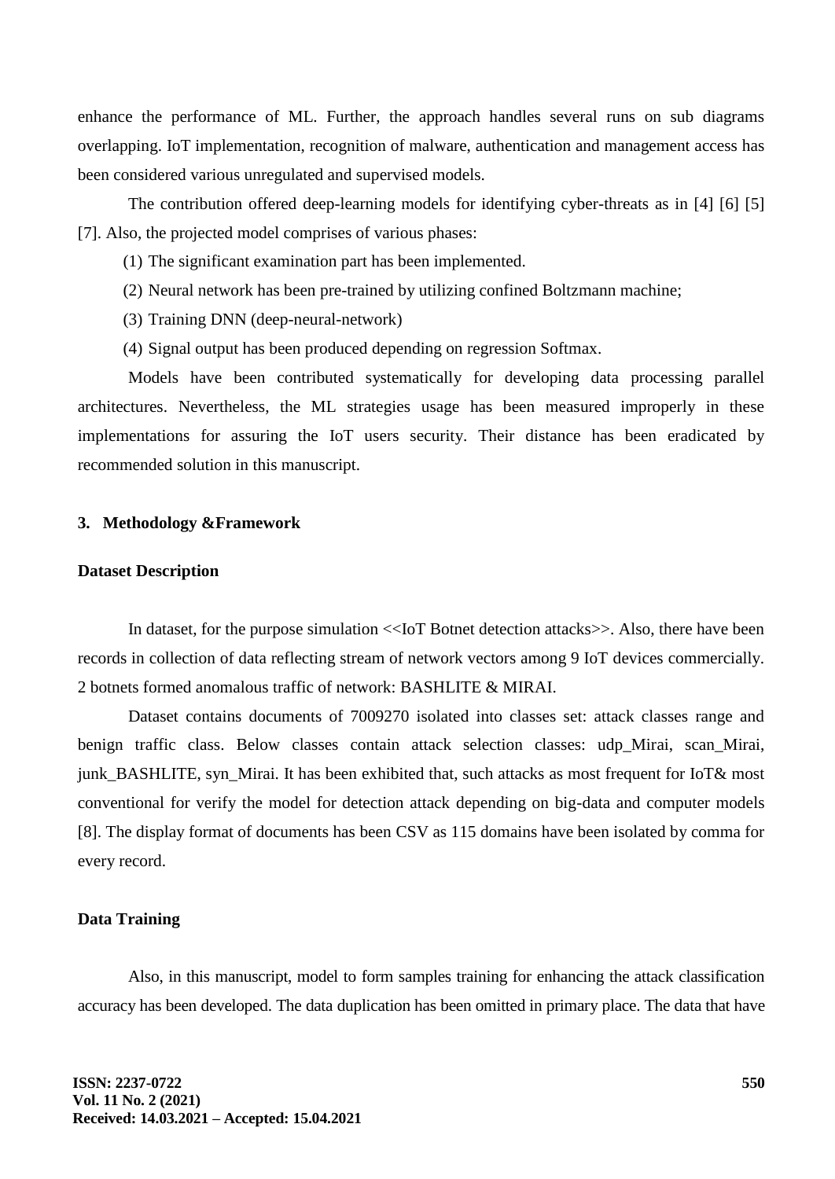enhance the performance of ML. Further, the approach handles several runs on sub diagrams overlapping. IoT implementation, recognition of malware, authentication and management access has been considered various unregulated and supervised models.

The contribution offered deep-learning models for identifying cyber-threats as in [4] [6] [5] [7]. Also, the projected model comprises of various phases:

(1) The significant examination part has been implemented.

(2) Neural network has been pre-trained by utilizing confined Boltzmann machine;

(3) Training DNN (deep-neural-network)

(4) Signal output has been produced depending on regression Softmax.

Models have been contributed systematically for developing data processing parallel architectures. Nevertheless, the ML strategies usage has been measured improperly in these implementations for assuring the IoT users security. Their distance has been eradicated by recommended solution in this manuscript.

## 3. Methodology &Framework

### Dataset Description

In dataset, for the purpose simulation <<IoT Botnet detection attacks>>. Also, there have been records in collection of data reflecting stream of network vectors among 9 IoT devices commercially. 2 botnets formed anomalous traffic of network: BASHLITE & MIRAI.

Dataset contains documents of 7009270 isolated into classes set: attack classes range and benign traffic class. Below classes contain attack selection classes: udp_Mirai, scan_Mirai, junk_BASHLITE, syn_Mirai. It has been exhibited that, such attacks as most frequent for IoT& most conventional for verify the model for detection attack depending on big-data and computer models [8]. The display format of documents has been CSV as 115 domains have been isolated by comma for every record.

### Data Training

Also, in this manuscript, model to form samples training for enhancing the attack classification accuracy has been developed. The data duplication has been omitted in primary place. The data that have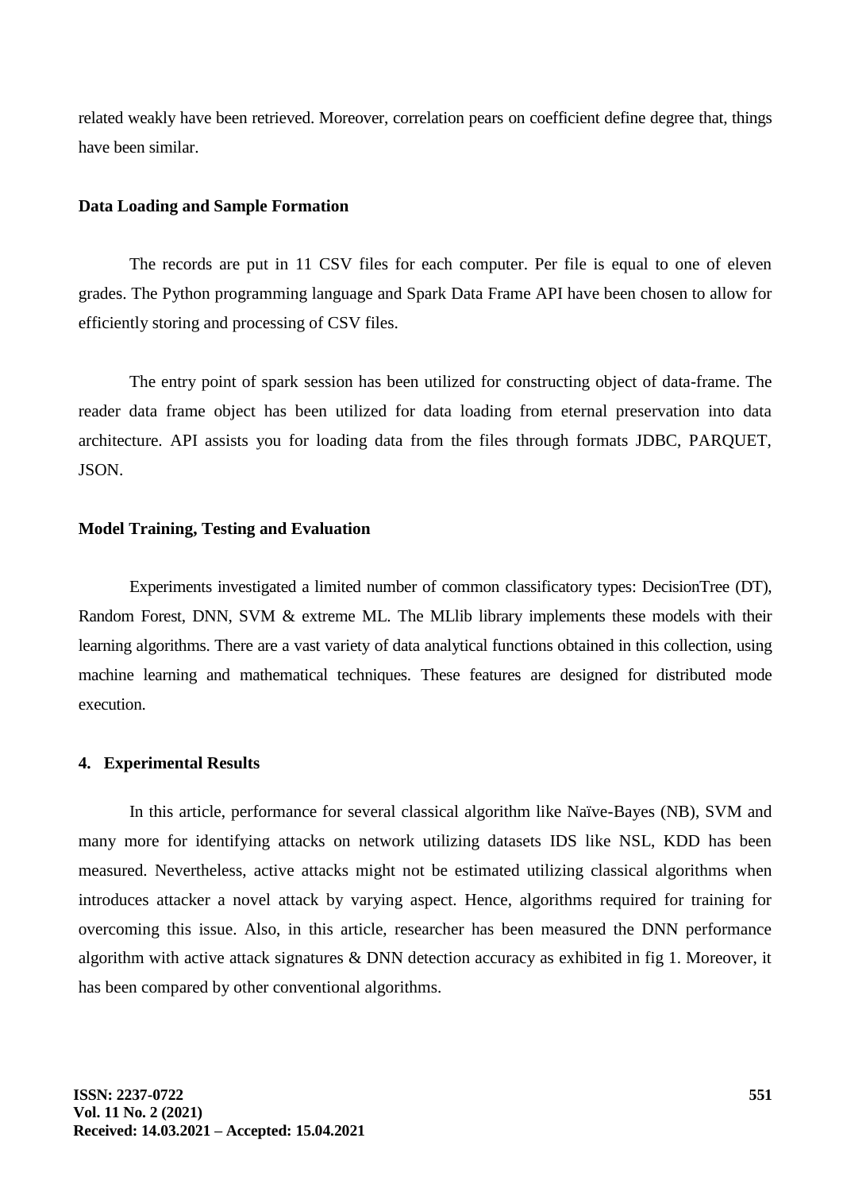related weakly have been retrieved. Moreover, correlation pears on coefficient define degree that, things have been similar.

**Data Loading and Sample Formation**

The records are put in 11 CSV files for each computer. Per file is equal to one of eleven grades. The Python programming language and Spark Data Frame API have been chosen to allow for efficiently storing and processing of CSV files.

The entry point of spark session has been utilized for constructing object of data-frame. The reader data frame object has been utilized for data loading from eternal preservation into data architecture. API assists you for loading data from the files through formats JDBC, PARQUET, JSON.

**Model Training, Testing and Evaluation**

Experiments investigated a limited number of common classificatory types: DecisionTree (DT), Random Forest, DNN, SVM & extreme ML. The MLlib library implements these models with their learning algorithms. There are a vast variety of data analytical functions obtained in this collection, using machine learning and mathematical techniques. These features are designed for distributed mode execution.

## 4. Experimental Results

In this article, performance for several classical algorithm like Naïve-Bayes (NB), SVM and many more for identifying attacks on network utilizing datasets IDS like NSL, KDD has been measured. Nevertheless, active attacks might not be estimated utilizing classical algorithms when introduces attacker a novel attack by varying aspect. Hence, algorithms required for training for overcoming this issue. Also, in this article, researcher has been measured the DNN performance algorithm with active attack signatures & DNN detection accuracy as exhibited in fig 1. Moreover, it has been compared by other conventional algorithms.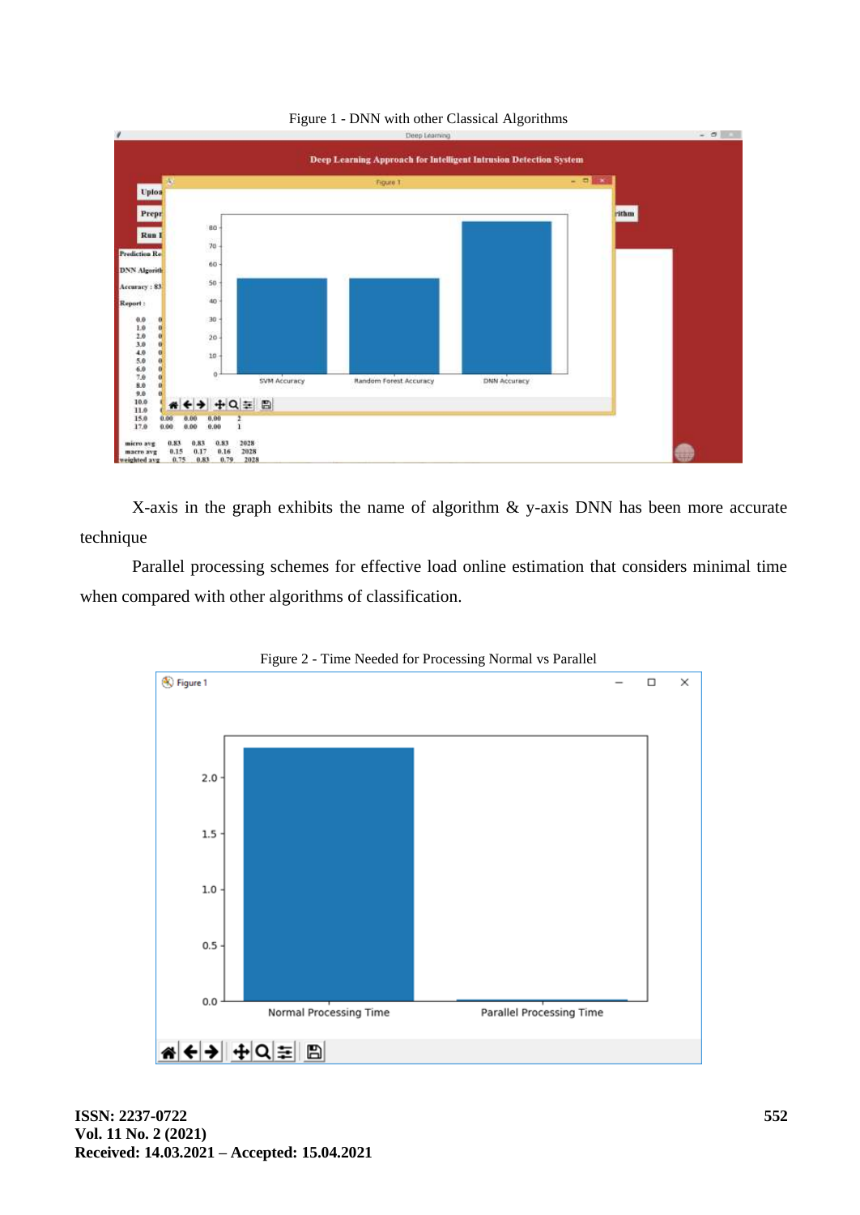Figure 1 - DNN with other Classical Algorithms

X-axis in the graph exhibits the name of algorithm & y-axis DNN has been more accurate technique

Parallel processing schemes for effective load online estimation that considers minimal time when compared with other algorithms of classification.

Figure 2 - Time Needed for Processing Normal vs Parallel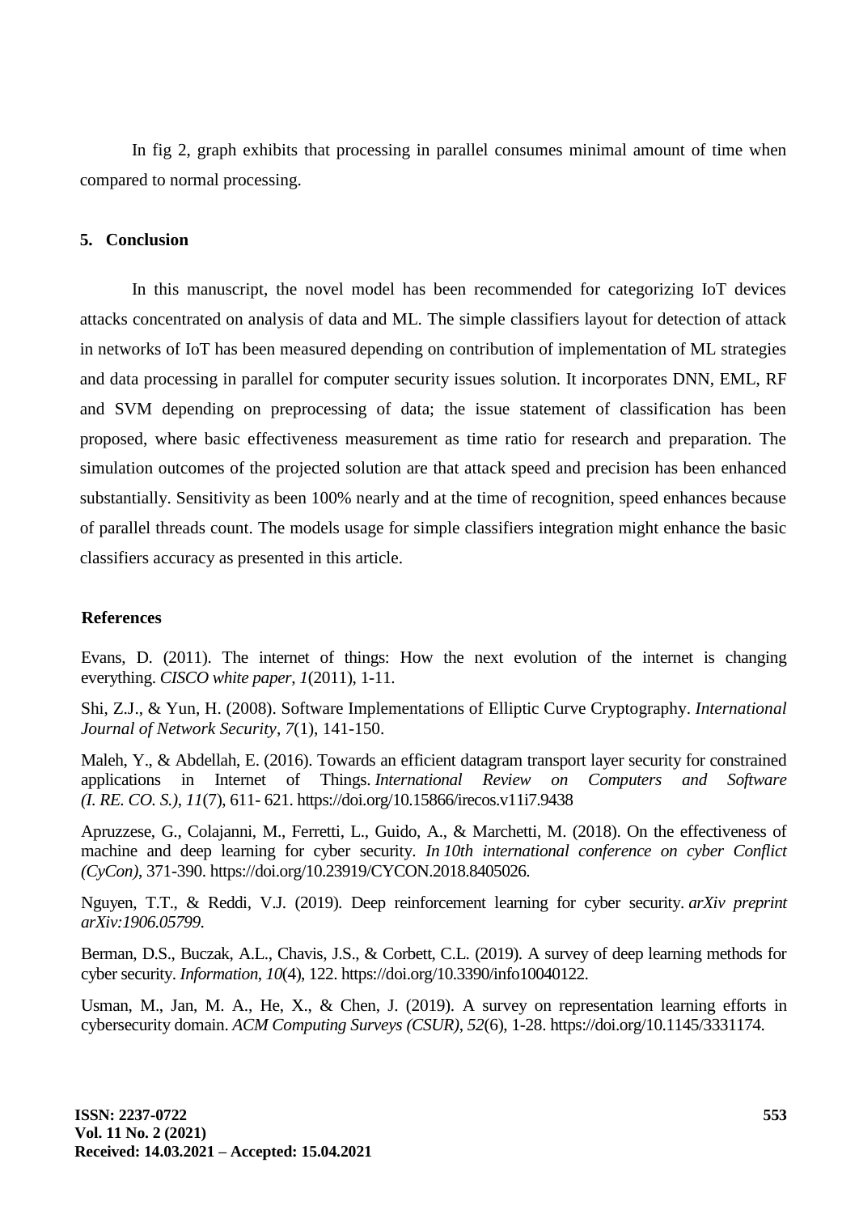In fig 2, graph exhibits that processing in parallel consumes minimal amount of time when compared to normal processing.

## 5. Conclusion

In this manuscript, the novel model has been recommended for categorizing IoT devices attacks concentrated on analysis of data and ML. The simple classifiers layout for detection of attack in networks of IoT has been measured depending on contribution of implementation of ML strategies and data processing in parallel for computer security issues solution. It incorporates DNN, EML, RF and SVM depending on preprocessing of data; the issue statement of classification has been proposed, where basic effectiveness measurement as time ratio for research and preparation. The simulation outcomes of the projected solution are that attack speed and precision has been enhanced substantially. Sensitivity as been 100% nearly and at the time of recognition, speed enhances because of parallel threads count. The models usage for simple classifiers integration might enhance the basic classifiers accuracy as presented in this article.

## References

Evans, D. (2011). The internet of things: How the next evolution of the internet is changing everything. *CISCO white paper*, *1*(2011), 1-11.

Shi, Z.J., & Yun, H. (2008). Software Implementations of Elliptic Curve Cryptography. *International Journal of Network Security*, *7*(1), 141-150.

Maleh, Y., & Abdellah, E. (2016). Towards an efficient datagram transport layer security for constrained applications in Internet of Things. *International Review on Computers and Software (I. RE. CO. S.)*, *11*(7), 611- 621. https://doi.org/10.15866/irecos.v11i7.9438

Apruzzese, G., Colajanni, M., Ferretti, L., Guido, A., & Marchetti, M. (2018). On the effectiveness of machine and deep learning for cyber security. *In 10th international conference on cyber Conflict (CyCon)*, 371-390. https://doi.org/10.23919/CYCON.2018.8405026.

Nguyen, T.T., & Reddi, V.J. (2019). Deep reinforcement learning for cyber security. *arXiv preprint arXiv:1906.05799.*

Berman, D.S., Buczak, A.L., Chavis, J.S., & Corbett, C.L. (2019). A survey of deep learning methods for cyber security. *Information*, *10*(4), 122. https://doi.org/10.3390/info10040122.

Usman, M., Jan, M. A., He, X., & Chen, J. (2019). A survey on representation learning efforts in cybersecurity domain. *ACM Computing Surveys (CSUR)*, *52*(6), 1-28. https://doi.org/10.1145/3331174.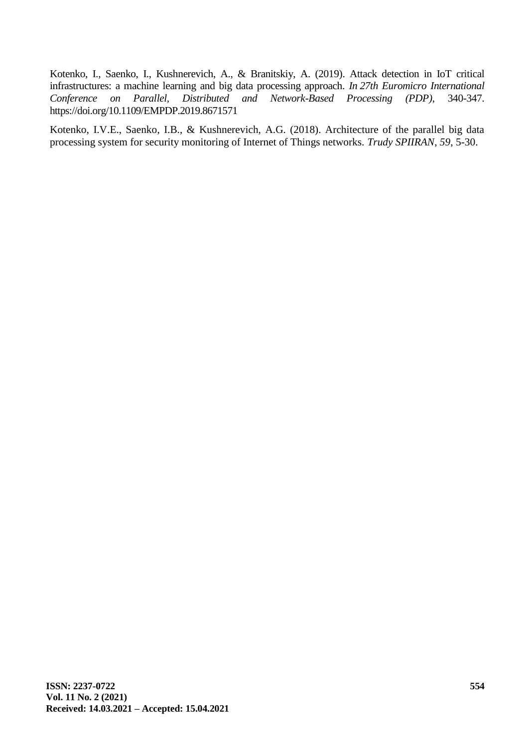Kotenko, I., Saenko, I., Kushnerevich, A., & Branitskiy, A. (2019). Attack detection in IoT critical infrastructures: a machine learning and big data processing approach. *In 27th Euromicro International Conference on Parallel, Distributed and Network-Based Processing (PDP)*, 340-347. https://doi.org/10.1109/EMPDP.2019.8671571

Kotenko, I.V.E., Saenko, I.B., & Kushnerevich, A.G. (2018). Architecture of the parallel big data processing system for security monitoring of Internet of Things networks. *Trudy SPIIRAN*, *59*, 5-30.